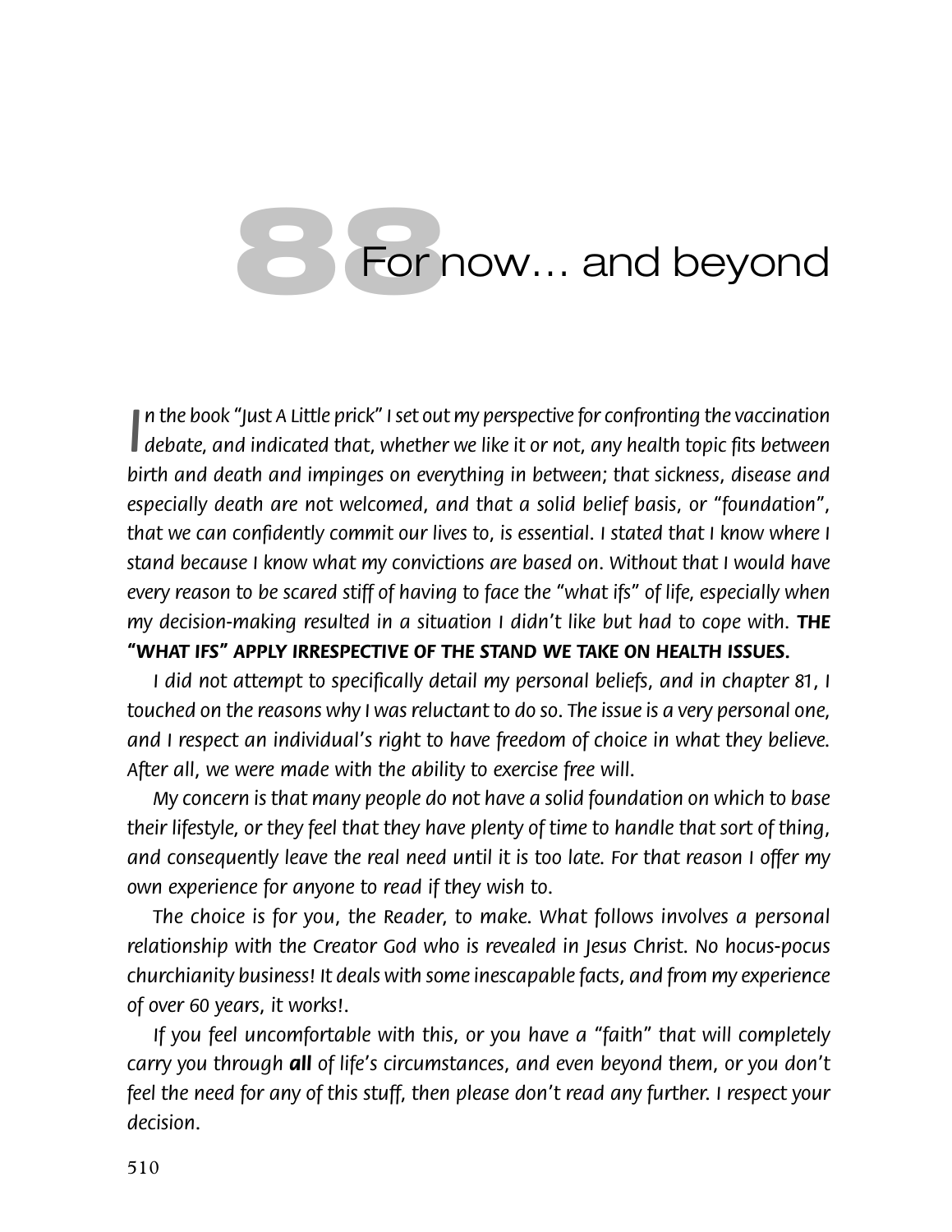# 88 For now… and beyond

*In the book "Just A Little prick" I set out my perspective for confronting the vaccination debate, and indicated that, whether we like it or not, any health topic fits between birth and death and impinges on everything in between; that sickness, disease and especially death are not welcomed, and that a solid belief basis, or "foundation", that we can confidently commit our lives to, is essential. I stated that I know where I stand because I know what my convictions are based on. Without that I would have every reason to be scared stiff of having to face the "what ifs" of life, especially when my decision-making resulted in a situation I didn't like but had to cope with.* ***THE "WHAT IFS" APPLY IRRESPECTIVE OF THE STAND WE TAKE ON HEALTH ISSUES.***

*I did not attempt to specifically detail my personal beliefs, and in chapter 81, I touched on the reasons why I was reluctant to do so. The issue is a very personal one, and I respect an individual's right to have freedom of choice in what they believe. After all, we were made with the ability to exercise free will.*

*My concern is that many people do not have a solid foundation on which to base their lifestyle, or they feel that they have plenty of time to handle that sort of thing, and consequently leave the real need until it is too late. For that reason I offer my own experience for anyone to read if they wish to.*

*The choice is for you, the Reader, to make. What follows involves a personal relationship with the Creator God who is revealed in Jesus Christ. No hocus-pocus churchianity business! It deals with some inescapable facts, and from my experience of over 60 years, it works!.*

*If you feel uncomfortable with this, or you have a "faith" that will completely carry you through* ***all*** *of life's circumstances, and even beyond them, or you don't feel the need for any of this stuff, then please don't read any further. I respect your decision.*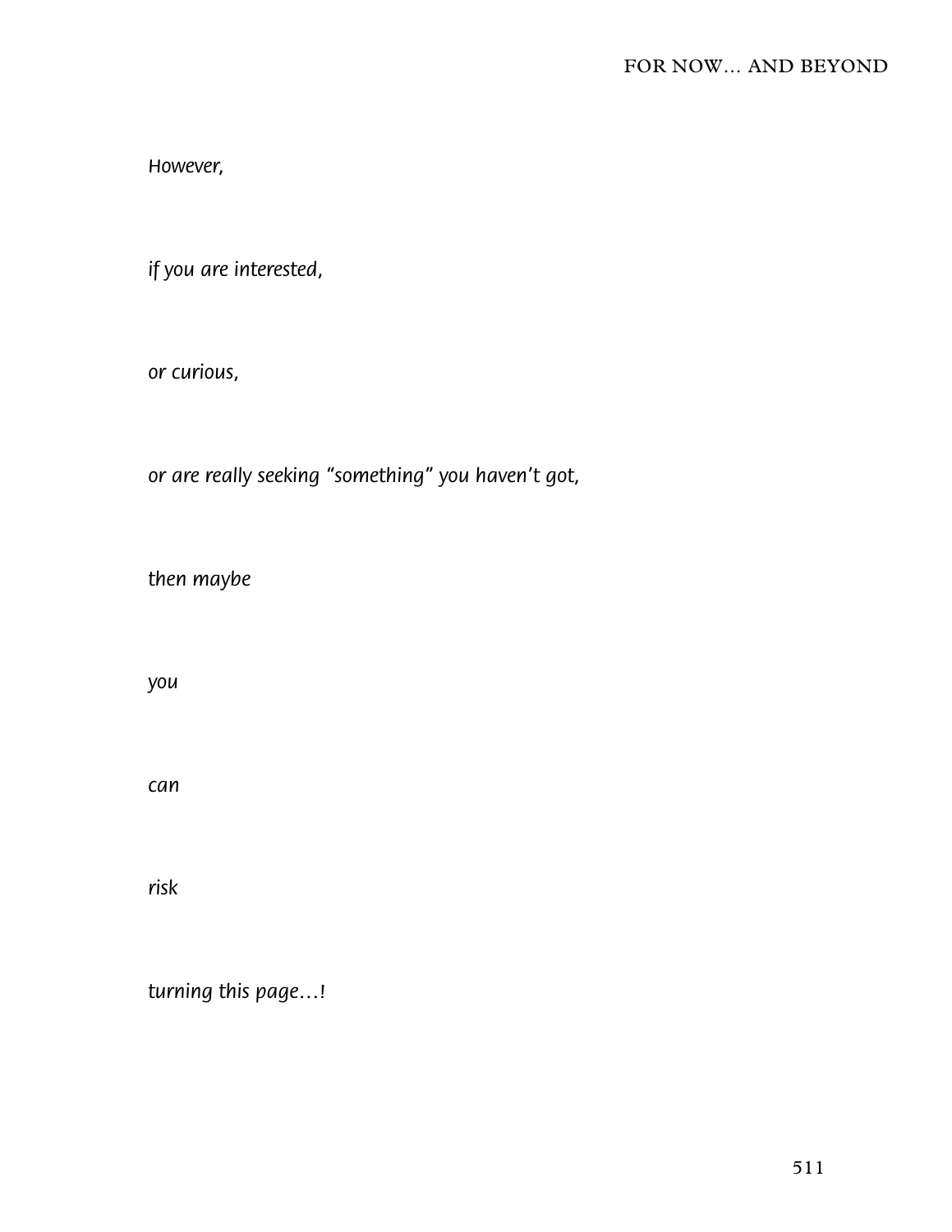*However,*

*if you are interested,*

*or curious,*

*or are really seeking "something" you haven't got,*

*then maybe*

*you*

*can*

*risk*

*turning this page…!*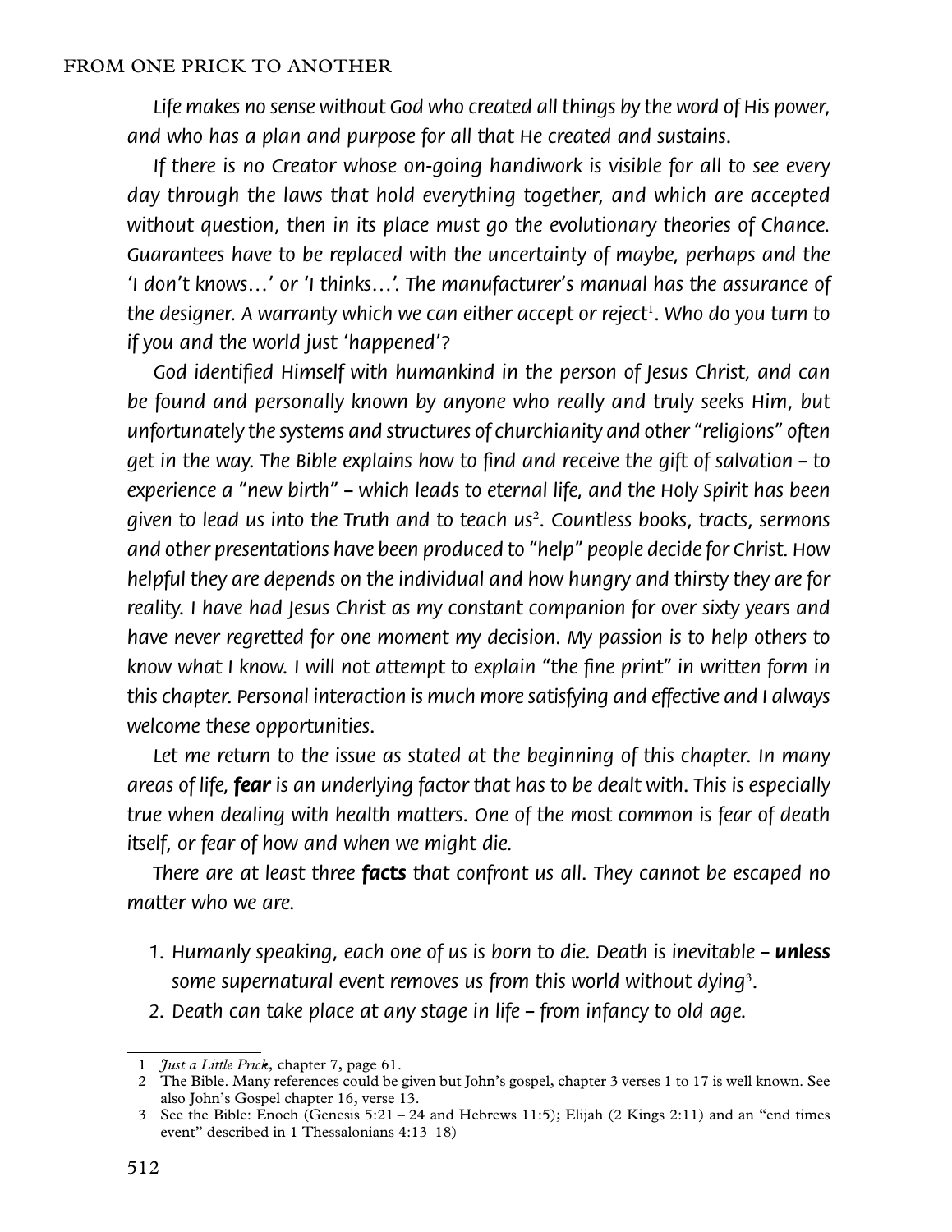*Life makes no sense without God who created all things by the word of His power, and who has a plan and purpose for all that He created and sustains.*

*If there is no Creator whose on-going handiwork is visible for all to see every day through the laws that hold everything together, and which are accepted without question, then in its place must go the evolutionary theories of Chance. Guarantees have to be replaced with the uncertainty of maybe, perhaps and the 'I don't knows…' or 'I thinks…'. The manufacturer's manual has the assurance of the designer. A warranty which we can either accept or reject*[1]*. Who do you turn to if you and the world just 'happened'?*

*God identified Himself with humankind in the person of Jesus Christ, and can be found and personally known by anyone who really and truly seeks Him, but unfortunately the systems and structures of churchianity and other "religions" often get in the way. The Bible explains how to find and receive the gift of salvation – to experience a "new birth" – which leads to eternal life, and the Holy Spirit has been given to lead us into the Truth and to teach us*[2]*. Countless books, tracts, sermons and other presentations have been produced to "help" people decide for Christ. How helpful they are depends on the individual and how hungry and thirsty they are for reality. I have had Jesus Christ as my constant companion for over sixty years and have never regretted for one moment my decision. My passion is to help others to know what I know. I will not attempt to explain "the fine print" in written form in this chapter. Personal interaction is much more satisfying and effective and I always welcome these opportunities.*

*Let me return to the issue as stated at the beginning of this chapter. In many areas of life,* ***fear*** *is an underlying factor that has to be dealt with. This is especially true when dealing with health matters. One of the most common is fear of death itself, or fear of how and when we might die.*

*There are at least three* **facts** *that confront us all. They cannot be escaped no matter who we are.*

1. *Humanly speaking, each one of us is born to die. Death is inevitable –* **unless** *some supernatural event removes us from this world without dying*[3]*.*
2. *Death can take place at any stage in life – from infancy to old age.*

---

1 *Just a Little Prick*, chapter 7, page 61.

2 The Bible. Many references could be given but John's gospel, chapter 3 verses 1 to 17 is well known. See also John's Gospel chapter 16, verse 13.

3 See the Bible: Enoch (Genesis 5:21 – 24 and Hebrews 11:5); Elijah (2 Kings 2:11) and an "end times event" described in 1 Thessalonians 4:13–18)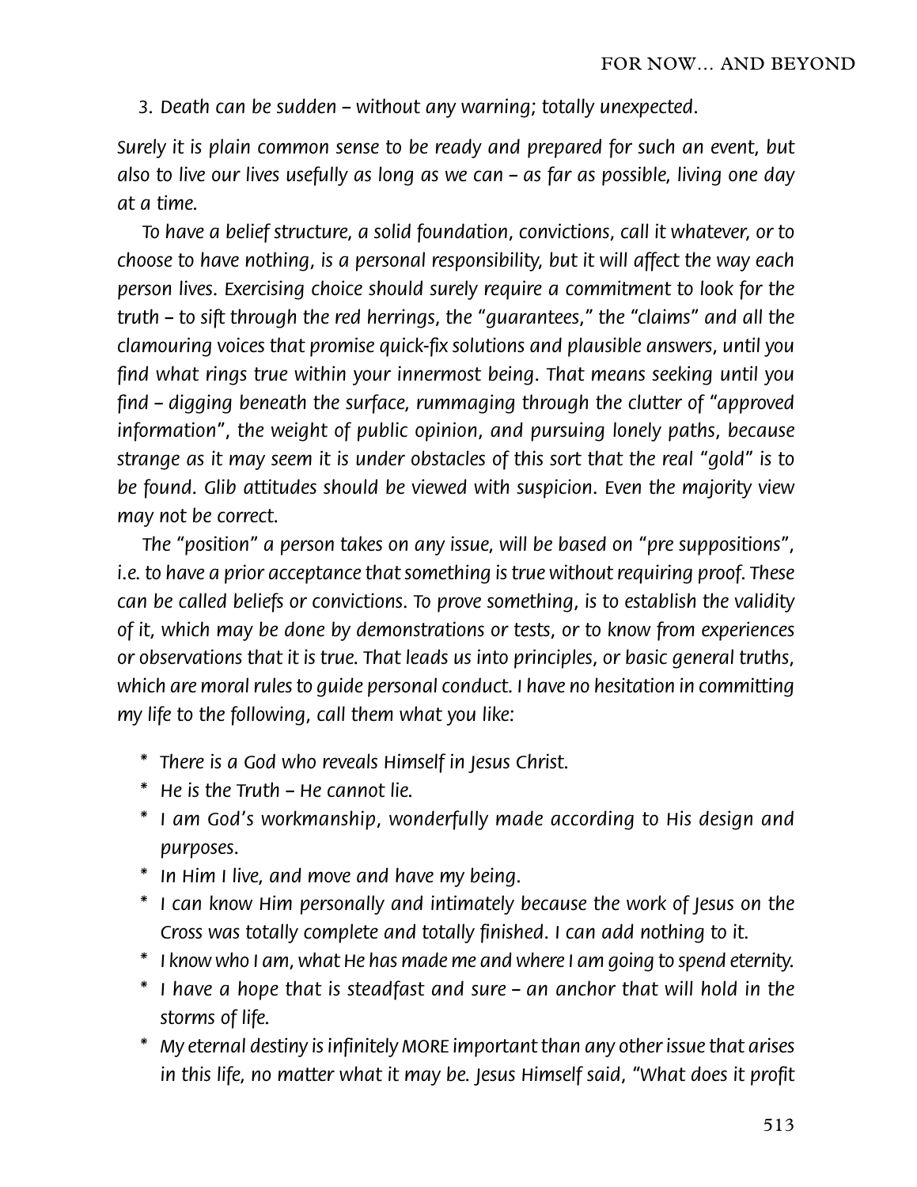3. *Death can be sudden – without any warning; totally unexpected.*

*Surely it is plain common sense to be ready and prepared for such an event, but also to live our lives usefully as long as we can – as far as possible, living one day at a time.*

*To have a belief structure, a solid foundation, convictions, call it whatever, or to choose to have nothing, is a personal responsibility, but it will affect the way each person lives. Exercising choice should surely require a commitment to look for the truth – to sift through the red herrings, the "guarantees," the "claims" and all the clamouring voices that promise quick-fix solutions and plausible answers, until you find what rings true within your innermost being. That means seeking until you find – digging beneath the surface, rummaging through the clutter of "approved information", the weight of public opinion, and pursuing lonely paths, because strange as it may seem it is under obstacles of this sort that the real "gold" is to be found. Glib attitudes should be viewed with suspicion. Even the majority view may not be correct.*

*The "position" a person takes on any issue, will be based on "pre suppositions", i.e. to have a prior acceptance that something is true without requiring proof. These can be called beliefs or convictions. To prove something, is to establish the validity of it, which may be done by demonstrations or tests, or to know from experiences or observations that it is true. That leads us into principles, or basic general truths, which are moral rules to guide personal conduct. I have no hesitation in committing my life to the following, call them what you like:*

- *There is a God who reveals Himself in Jesus Christ.*
- *He is the Truth – He cannot lie.*
- *I am God's workmanship, wonderfully made according to His design and purposes.*
- *In Him I live, and move and have my being.*
- *I can know Him personally and intimately because the work of Jesus on the Cross was totally complete and totally finished. I can add nothing to it.*
- *I know who I am, what He has made me and where I am going to spend eternity.*
- *I have a hope that is steadfast and sure – an anchor that will hold in the storms of life.*
- *My eternal destiny is infinitely MORE important than any other issue that arises in this life, no matter what it may be. Jesus Himself said, "What does it profit*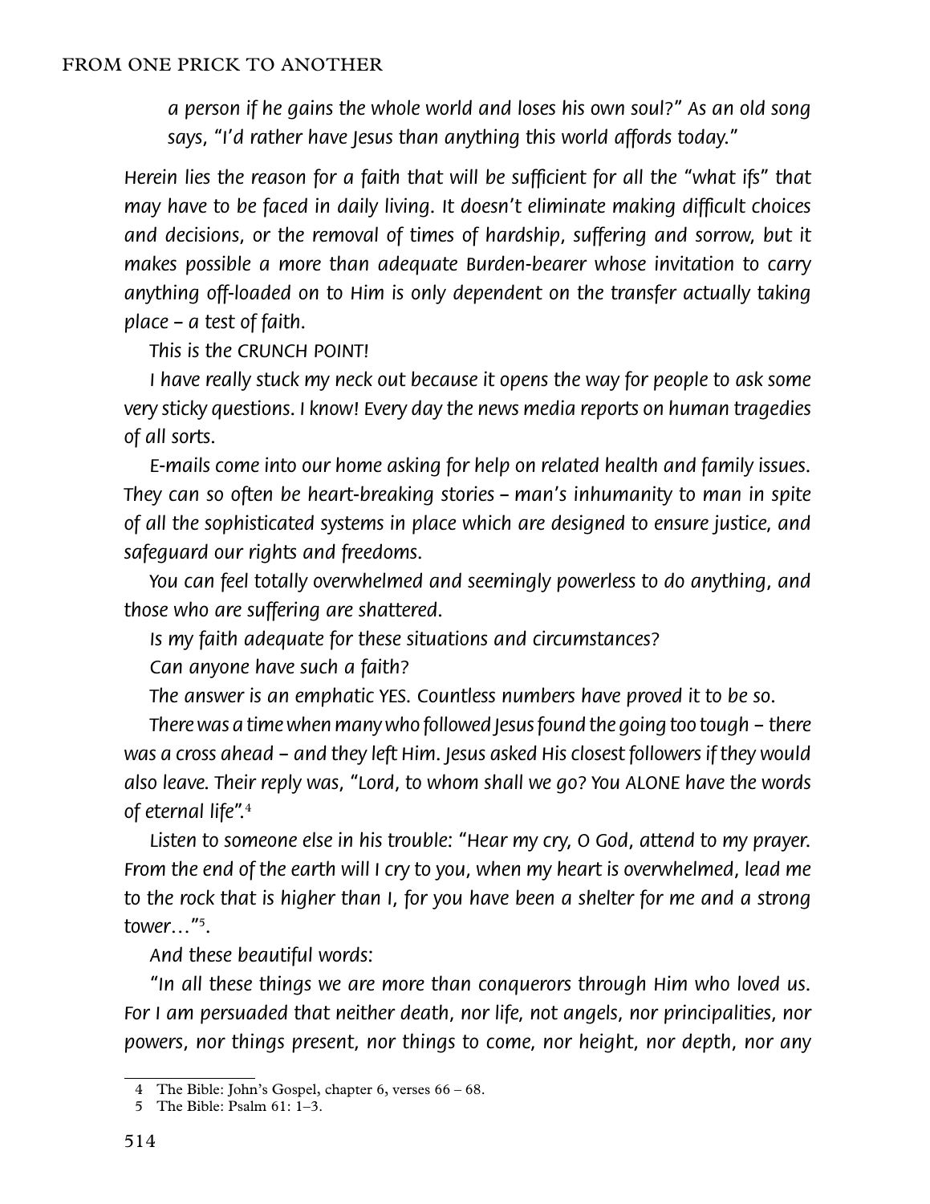*a person if he gains the whole world and loses his own soul?" As an old song says, "I'd rather have Jesus than anything this world affords today."*

*Herein lies the reason for a faith that will be sufficient for all the "what ifs" that may have to be faced in daily living. It doesn't eliminate making difficult choices and decisions, or the removal of times of hardship, suffering and sorrow, but it makes possible a more than adequate Burden-bearer whose invitation to carry anything off-loaded on to Him is only dependent on the transfer actually taking place – a test of faith.*

*This is the CRUNCH POINT!*

*I have really stuck my neck out because it opens the way for people to ask some very sticky questions. I know! Every day the news media reports on human tragedies of all sorts.*

*E-mails come into our home asking for help on related health and family issues. They can so often be heart-breaking stories – man's inhumanity to man in spite of all the sophisticated systems in place which are designed to ensure justice, and safeguard our rights and freedoms.*

*You can feel totally overwhelmed and seemingly powerless to do anything, and those who are suffering are shattered.*

*Is my faith adequate for these situations and circumstances?*

*Can anyone have such a faith?*

*The answer is an emphatic YES. Countless numbers have proved it to be so.*

*There was a time when many who followed Jesus found the going too tough – there was a cross ahead – and they left Him. Jesus asked His closest followers if they would also leave. Their reply was, "Lord, to whom shall we go? You ALONE have the words of eternal life".*[4]

*Listen to someone else in his trouble: "Hear my cry, O God, attend to my prayer. From the end of the earth will I cry to you, when my heart is overwhelmed, lead me to the rock that is higher than I, for you have been a shelter for me and a strong tower…"*[5].

*And these beautiful words:*

*"In all these things we are more than conquerors through Him who loved us. For I am persuaded that neither death, nor life, not angels, nor principalities, nor powers, nor things present, nor things to come, nor height, nor depth, nor any*

---

4 The Bible: John's Gospel, chapter 6, verses 66 – 68.

5 The Bible: Psalm 61: 1–3.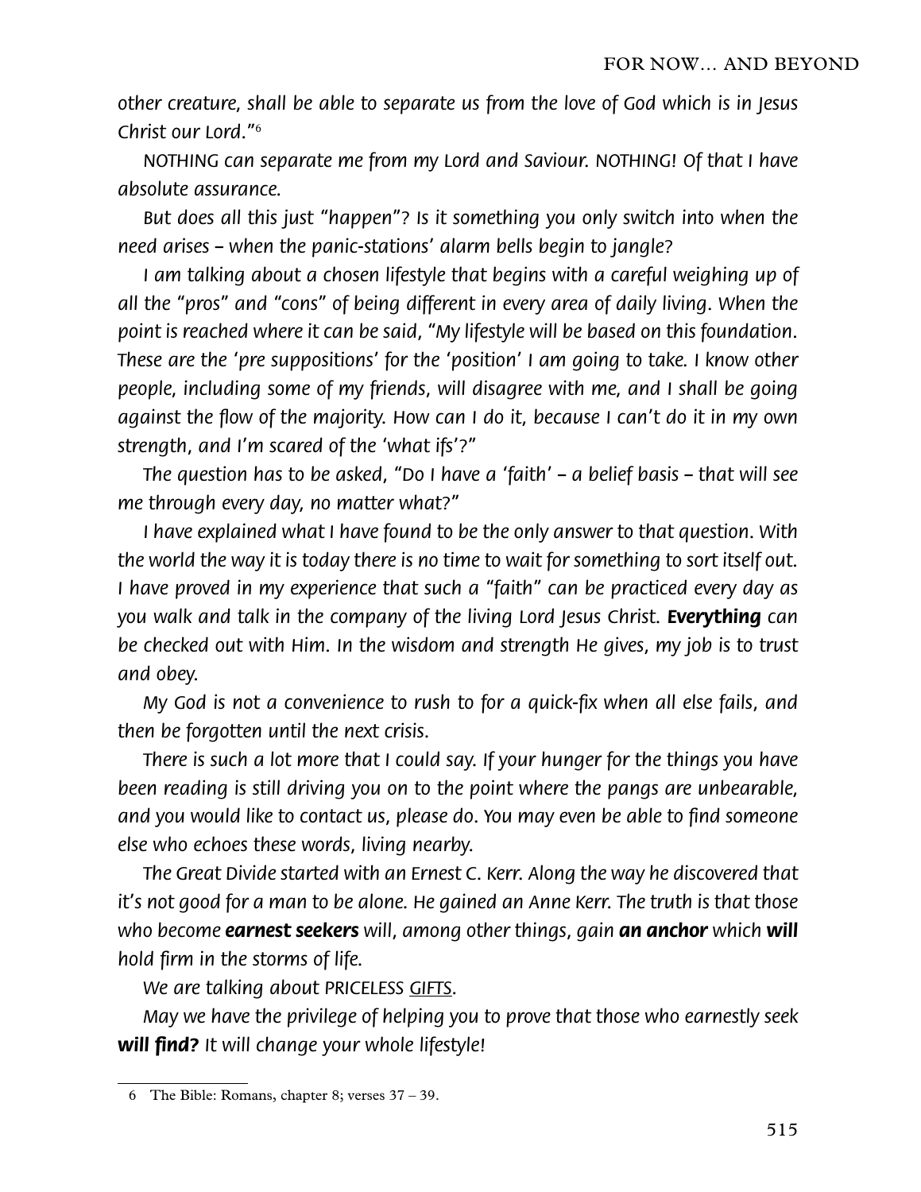*other creature, shall be able to separate us from the love of God which is in Jesus Christ our Lord."*[6]

*NOTHING can separate me from my Lord and Saviour. NOTHING! Of that I have absolute assurance.*

*But does all this just "happen"? Is it something you only switch into when the need arises – when the panic-stations' alarm bells begin to jangle?*

*I am talking about a chosen lifestyle that begins with a careful weighing up of all the "pros" and "cons" of being different in every area of daily living. When the point is reached where it can be said, "My lifestyle will be based on this foundation. These are the 'pre suppositions' for the 'position' I am going to take. I know other people, including some of my friends, will disagree with me, and I shall be going against the flow of the majority. How can I do it, because I can't do it in my own strength, and I'm scared of the 'what ifs'?"*

*The question has to be asked, "Do I have a 'faith' – a belief basis – that will see me through every day, no matter what?"*

*I have explained what I have found to be the only answer to that question. With the world the way it is today there is no time to wait for something to sort itself out. I have proved in my experience that such a "faith" can be practiced every day as you walk and talk in the company of the living Lord Jesus Christ.* ***Everything*** *can be checked out with Him. In the wisdom and strength He gives, my job is to trust and obey.*

*My God is not a convenience to rush to for a quick-fix when all else fails, and then be forgotten until the next crisis.*

*There is such a lot more that I could say. If your hunger for the things you have been reading is still driving you on to the point where the pangs are unbearable, and you would like to contact us, please do. You may even be able to find someone else who echoes these words, living nearby.*

*The Great Divide started with an Ernest C. Kerr. Along the way he discovered that it's not good for a man to be alone. He gained an Anne Kerr. The truth is that those who become* ***earnest seekers*** *will, among other things, gain* ***an anchor*** *which* ***will*** *hold firm in the storms of life.*

*We are talking about PRICELESS <u>GIFTS</u>.*

*May we have the privilege of helping you to prove that those who earnestly seek* ***will find?*** *It will change your whole lifestyle!*

---

6 The Bible: Romans, chapter 8; verses 37 – 39.